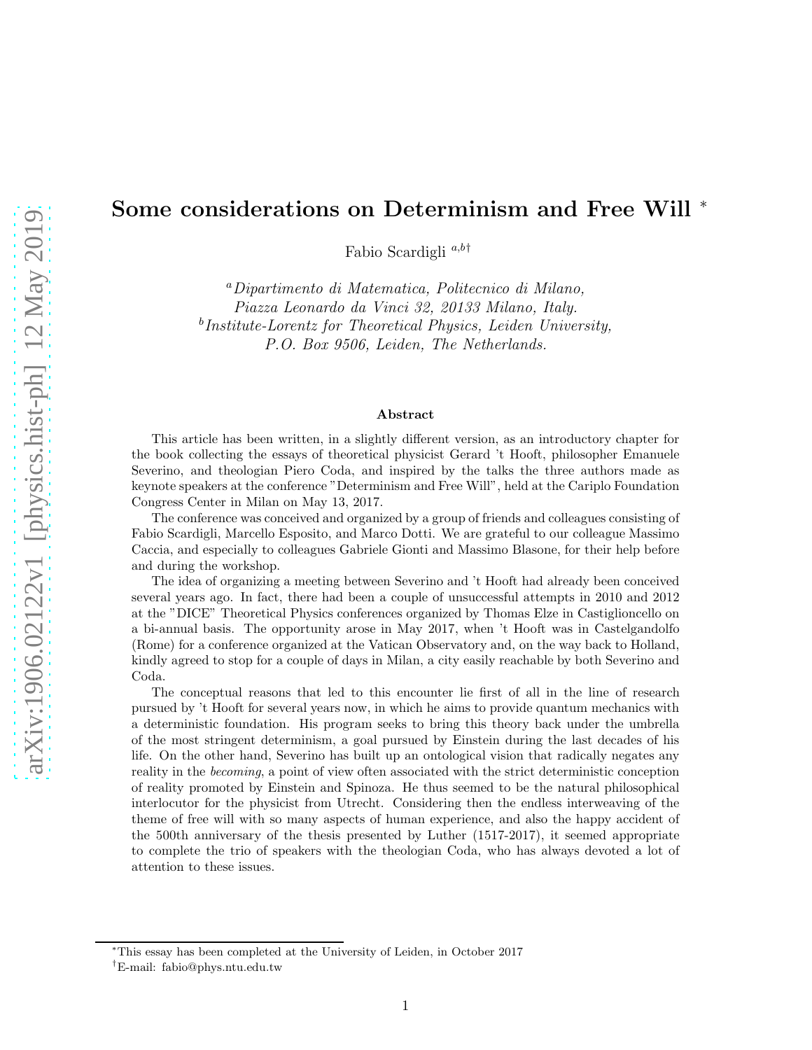# Some considerations on Determinism and Free Will *

Fabio Scardigli [a,b†]

[a] *Dipartimento di Matematica, Politecnico di Milano, Piazza Leonardo da Vinci 32, 20133 Milano, Italy.*
[b] *Institute-Lorentz for Theoretical Physics, Leiden University, P.O. Box 9506, Leiden, The Netherlands.*

### Abstract

This article has been written, in a slightly different version, as an introductory chapter for the book collecting the essays of theoretical physicist Gerard 't Hooft, philosopher Emanuele Severino, and theologian Piero Coda, and inspired by the talks the three authors made as keynote speakers at the conference "Determinism and Free Will", held at the Cariplo Foundation Congress Center in Milan on May 13, 2017.

The conference was conceived and organized by a group of friends and colleagues consisting of Fabio Scardigli, Marcello Esposito, and Marco Dotti. We are grateful to our colleague Massimo Caccia, and especially to colleagues Gabriele Gionti and Massimo Blasone, for their help before and during the workshop.

The idea of organizing a meeting between Severino and 't Hooft had already been conceived several years ago. In fact, there had been a couple of unsuccessful attempts in 2010 and 2012 at the "DICE" Theoretical Physics conferences organized by Thomas Elze in Castiglioncello on a bi-annual basis. The opportunity arose in May 2017, when 't Hooft was in Castelgandolfo (Rome) for a conference organized at the Vatican Observatory and, on the way back to Holland, kindly agreed to stop for a couple of days in Milan, a city easily reachable by both Severino and Coda.

The conceptual reasons that led to this encounter lie first of all in the line of research pursued by 't Hooft for several years now, in which he aims to provide quantum mechanics with a deterministic foundation. His program seeks to bring this theory back under the umbrella of the most stringent determinism, a goal pursued by Einstein during the last decades of his life. On the other hand, Severino has built up an ontological vision that radically negates any reality in the *becoming*, a point of view often associated with the strict deterministic conception of reality promoted by Einstein and Spinoza. He thus seemed to be the natural philosophical interlocutor for the physicist from Utrecht. Considering then the endless interweaving of the theme of free will with so many aspects of human experience, and also the happy accident of the 500th anniversary of the thesis presented by Luther (1517-2017), it seemed appropriate to complete the trio of speakers with the theologian Coda, who has always devoted a lot of attention to these issues.

---

*This essay has been completed at the University of Leiden, in October 2017

†E-mail: fabio@phys.ntu.edu.tw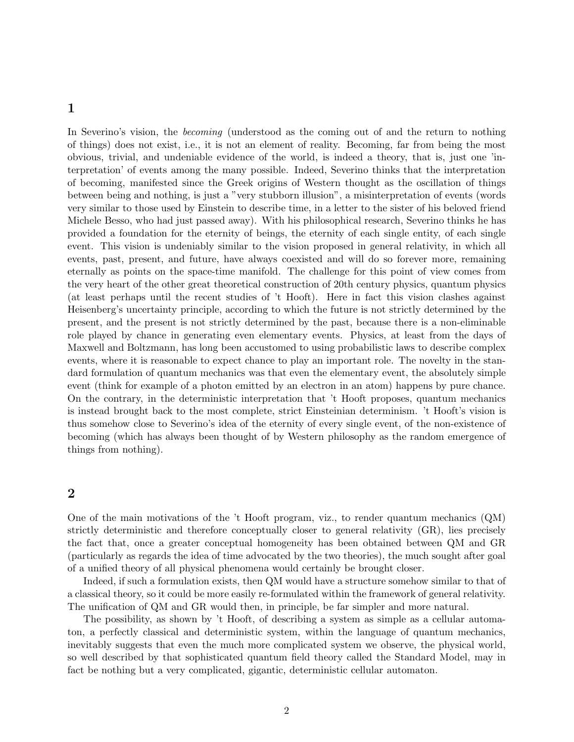## 1

In Severino's vision, the *becoming* (understood as the coming out of and the return to nothing of things) does not exist, i.e., it is not an element of reality. Becoming, far from being the most obvious, trivial, and undeniable evidence of the world, is indeed a theory, that is, just one 'interpretation' of events among the many possible. Indeed, Severino thinks that the interpretation of becoming, manifested since the Greek origins of Western thought as the oscillation of things between being and nothing, is just a "very stubborn illusion", a misinterpretation of events (words very similar to those used by Einstein to describe time, in a letter to the sister of his beloved friend Michele Besso, who had just passed away). With his philosophical research, Severino thinks he has provided a foundation for the eternity of beings, the eternity of each single entity, of each single event. This vision is undeniably similar to the vision proposed in general relativity, in which all events, past, present, and future, have always coexisted and will do so forever more, remaining eternally as points on the space-time manifold. The challenge for this point of view comes from the very heart of the other great theoretical construction of 20th century physics, quantum physics (at least perhaps until the recent studies of 't Hooft). Here in fact this vision clashes against Heisenberg's uncertainty principle, according to which the future is not strictly determined by the present, and the present is not strictly determined by the past, because there is a non-eliminable role played by chance in generating even elementary events. Physics, at least from the days of Maxwell and Boltzmann, has long been accustomed to using probabilistic laws to describe complex events, where it is reasonable to expect chance to play an important role. The novelty in the standard formulation of quantum mechanics was that even the elementary event, the absolutely simple event (think for example of a photon emitted by an electron in an atom) happens by pure chance. On the contrary, in the deterministic interpretation that 't Hooft proposes, quantum mechanics is instead brought back to the most complete, strict Einsteinian determinism. 't Hooft's vision is thus somehow close to Severino's idea of the eternity of every single event, of the non-existence of becoming (which has always been thought of by Western philosophy as the random emergence of things from nothing).

## 2

One of the main motivations of the 't Hooft program, viz., to render quantum mechanics (QM) strictly deterministic and therefore conceptually closer to general relativity (GR), lies precisely the fact that, once a greater conceptual homogeneity has been obtained between QM and GR (particularly as regards the idea of time advocated by the two theories), the much sought after goal of a unified theory of all physical phenomena would certainly be brought closer.

Indeed, if such a formulation exists, then QM would have a structure somehow similar to that of a classical theory, so it could be more easily re-formulated within the framework of general relativity. The unification of QM and GR would then, in principle, be far simpler and more natural.

The possibility, as shown by 't Hooft, of describing a system as simple as a cellular automaton, a perfectly classical and deterministic system, within the language of quantum mechanics, inevitably suggests that even the much more complicated system we observe, the physical world, so well described by that sophisticated quantum field theory called the Standard Model, may in fact be nothing but a very complicated, gigantic, deterministic cellular automaton.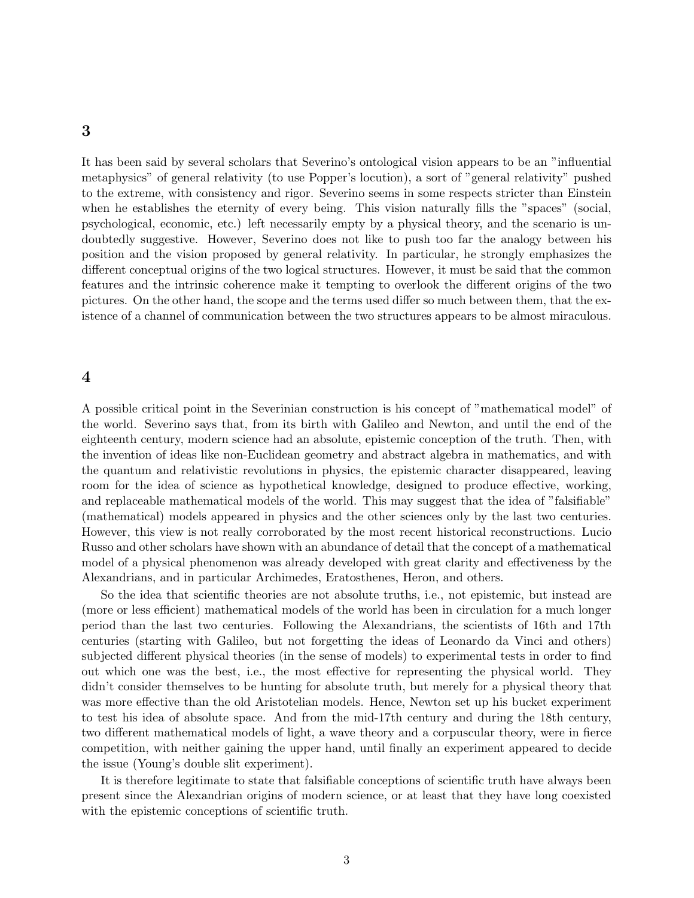## 3

It has been said by several scholars that Severino's ontological vision appears to be an "influential metaphysics" of general relativity (to use Popper's locution), a sort of "general relativity" pushed to the extreme, with consistency and rigor. Severino seems in some respects stricter than Einstein when he establishes the eternity of every being. This vision naturally fills the "spaces" (social, psychological, economic, etc.) left necessarily empty by a physical theory, and the scenario is undoubtedly suggestive. However, Severino does not like to push too far the analogy between his position and the vision proposed by general relativity. In particular, he strongly emphasizes the different conceptual origins of the two logical structures. However, it must be said that the common features and the intrinsic coherence make it tempting to overlook the different origins of the two pictures. On the other hand, the scope and the terms used differ so much between them, that the existence of a channel of communication between the two structures appears to be almost miraculous.

## 4

A possible critical point in the Severinian construction is his concept of "mathematical model" of the world. Severino says that, from its birth with Galileo and Newton, and until the end of the eighteenth century, modern science had an absolute, epistemic conception of the truth. Then, with the invention of ideas like non-Euclidean geometry and abstract algebra in mathematics, and with the quantum and relativistic revolutions in physics, the epistemic character disappeared, leaving room for the idea of science as hypothetical knowledge, designed to produce effective, working, and replaceable mathematical models of the world. This may suggest that the idea of "falsifiable" (mathematical) models appeared in physics and the other sciences only by the last two centuries. However, this view is not really corroborated by the most recent historical reconstructions. Lucio Russo and other scholars have shown with an abundance of detail that the concept of a mathematical model of a physical phenomenon was already developed with great clarity and effectiveness by the Alexandrians, and in particular Archimedes, Eratosthenes, Heron, and others.

So the idea that scientific theories are not absolute truths, i.e., not epistemic, but instead are (more or less efficient) mathematical models of the world has been in circulation for a much longer period than the last two centuries. Following the Alexandrians, the scientists of 16th and 17th centuries (starting with Galileo, but not forgetting the ideas of Leonardo da Vinci and others) subjected different physical theories (in the sense of models) to experimental tests in order to find out which one was the best, i.e., the most effective for representing the physical world. They didn't consider themselves to be hunting for absolute truth, but merely for a physical theory that was more effective than the old Aristotelian models. Hence, Newton set up his bucket experiment to test his idea of absolute space. And from the mid-17th century and during the 18th century, two different mathematical models of light, a wave theory and a corpuscular theory, were in fierce competition, with neither gaining the upper hand, until finally an experiment appeared to decide the issue (Young's double slit experiment).

It is therefore legitimate to state that falsifiable conceptions of scientific truth have always been present since the Alexandrian origins of modern science, or at least that they have long coexisted with the epistemic conceptions of scientific truth.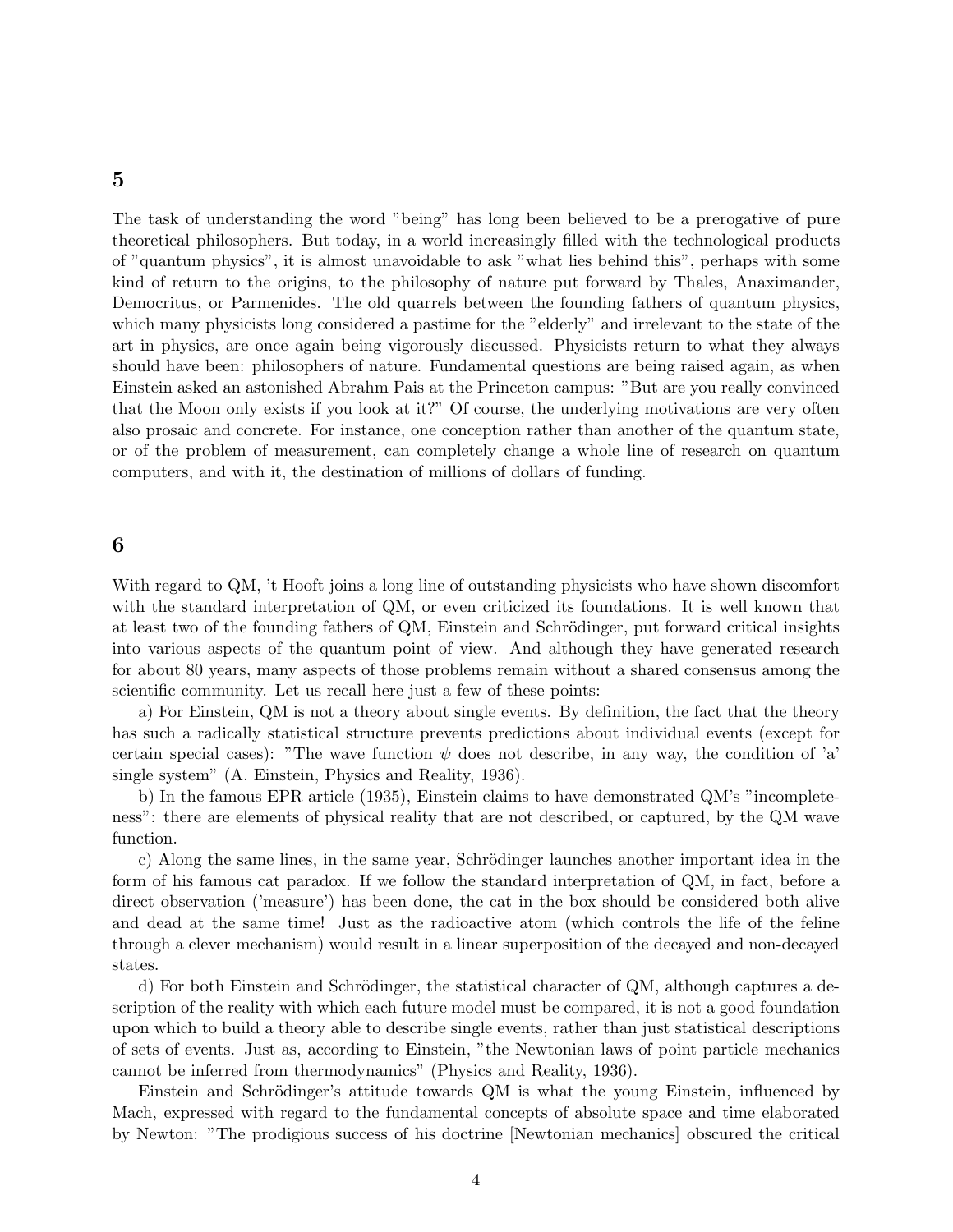## 5

The task of understanding the word "being" has long been believed to be a prerogative of pure theoretical philosophers. But today, in a world increasingly filled with the technological products of "quantum physics", it is almost unavoidable to ask "what lies behind this", perhaps with some kind of return to the origins, to the philosophy of nature put forward by Thales, Anaximander, Democritus, or Parmenides. The old quarrels between the founding fathers of quantum physics, which many physicists long considered a pastime for the "elderly" and irrelevant to the state of the art in physics, are once again being vigorously discussed. Physicists return to what they always should have been: philosophers of nature. Fundamental questions are being raised again, as when Einstein asked an astonished Abrahm Pais at the Princeton campus: "But are you really convinced that the Moon only exists if you look at it?" Of course, the underlying motivations are very often also prosaic and concrete. For instance, one conception rather than another of the quantum state, or of the problem of measurement, can completely change a whole line of research on quantum computers, and with it, the destination of millions of dollars of funding.

## 6

With regard to QM, 't Hooft joins a long line of outstanding physicists who have shown discomfort with the standard interpretation of QM, or even criticized its foundations. It is well known that at least two of the founding fathers of QM, Einstein and Schrödinger, put forward critical insights into various aspects of the quantum point of view. And although they have generated research for about 80 years, many aspects of those problems remain without a shared consensus among the scientific community. Let us recall here just a few of these points:

a) For Einstein, QM is not a theory about single events. By definition, the fact that the theory has such a radically statistical structure prevents predictions about individual events (except for certain special cases): "The wave function $\psi$ does not describe, in any way, the condition of 'a' single system" (A. Einstein, Physics and Reality, 1936).

b) In the famous EPR article (1935), Einstein claims to have demonstrated QM's "incompleteness": there are elements of physical reality that are not described, or captured, by the QM wave function.

c) Along the same lines, in the same year, Schrödinger launches another important idea in the form of his famous cat paradox. If we follow the standard interpretation of QM, in fact, before a direct observation ('measure') has been done, the cat in the box should be considered both alive and dead at the same time! Just as the radioactive atom (which controls the life of the feline through a clever mechanism) would result in a linear superposition of the decayed and non-decayed states.

d) For both Einstein and Schrödinger, the statistical character of QM, although captures a description of the reality with which each future model must be compared, it is not a good foundation upon which to build a theory able to describe single events, rather than just statistical descriptions of sets of events. Just as, according to Einstein, "the Newtonian laws of point particle mechanics cannot be inferred from thermodynamics" (Physics and Reality, 1936).

Einstein and Schrödinger's attitude towards QM is what the young Einstein, influenced by Mach, expressed with regard to the fundamental concepts of absolute space and time elaborated by Newton: "The prodigious success of his doctrine [Newtonian mechanics] obscured the critical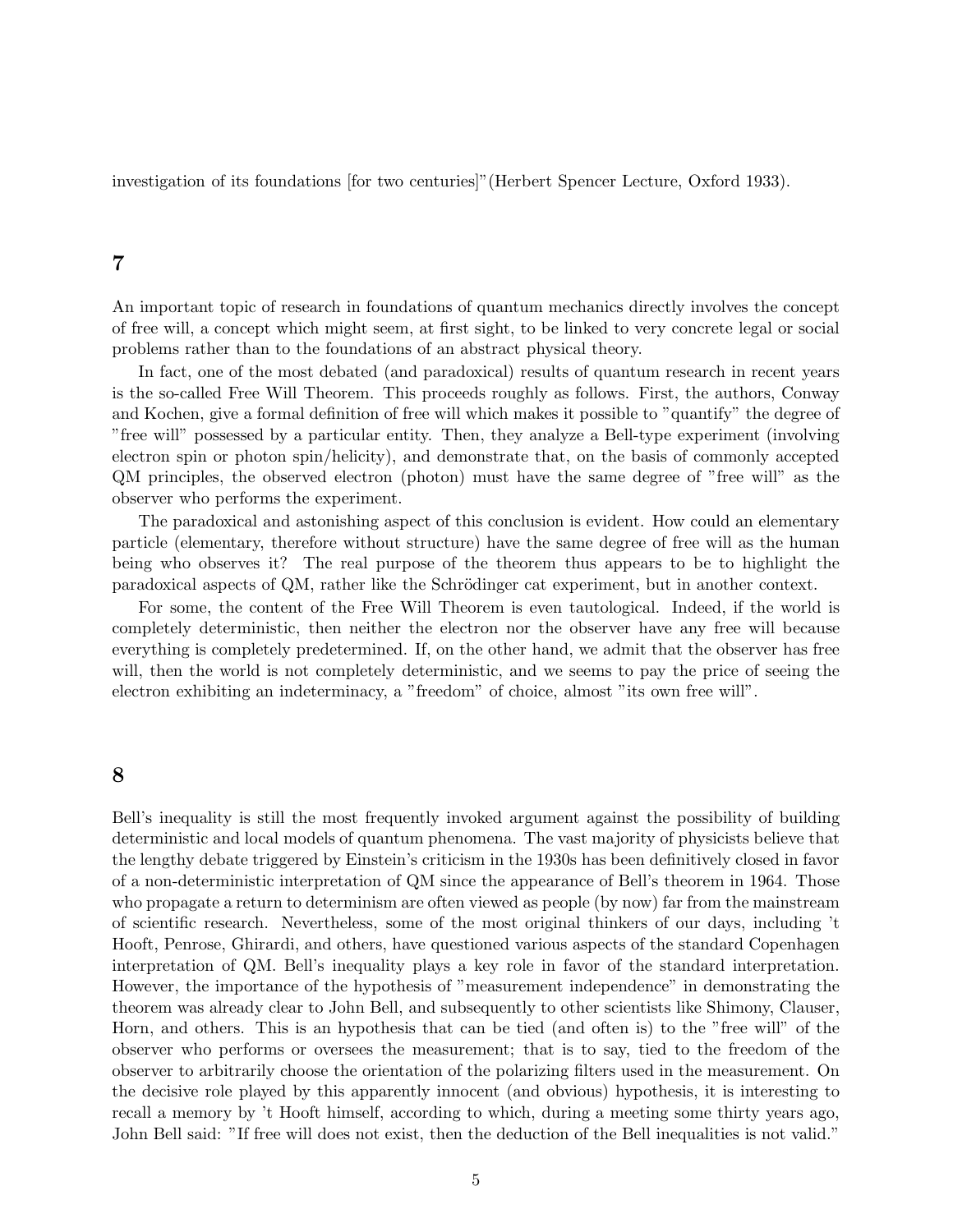investigation of its foundations [for two centuries]"(Herbert Spencer Lecture, Oxford 1933).

## 7

An important topic of research in foundations of quantum mechanics directly involves the concept of free will, a concept which might seem, at first sight, to be linked to very concrete legal or social problems rather than to the foundations of an abstract physical theory.

In fact, one of the most debated (and paradoxical) results of quantum research in recent years is the so-called Free Will Theorem. This proceeds roughly as follows. First, the authors, Conway and Kochen, give a formal definition of free will which makes it possible to "quantify" the degree of "free will" possessed by a particular entity. Then, they analyze a Bell-type experiment (involving electron spin or photon spin/helicity), and demonstrate that, on the basis of commonly accepted QM principles, the observed electron (photon) must have the same degree of "free will" as the observer who performs the experiment.

The paradoxical and astonishing aspect of this conclusion is evident. How could an elementary particle (elementary, therefore without structure) have the same degree of free will as the human being who observes it? The real purpose of the theorem thus appears to be to highlight the paradoxical aspects of QM, rather like the Schrödinger cat experiment, but in another context.

For some, the content of the Free Will Theorem is even tautological. Indeed, if the world is completely deterministic, then neither the electron nor the observer have any free will because everything is completely predetermined. If, on the other hand, we admit that the observer has free will, then the world is not completely deterministic, and we seems to pay the price of seeing the electron exhibiting an indeterminacy, a "freedom" of choice, almost "its own free will".

## 8

Bell's inequality is still the most frequently invoked argument against the possibility of building deterministic and local models of quantum phenomena. The vast majority of physicists believe that the lengthy debate triggered by Einstein's criticism in the 1930s has been definitively closed in favor of a non-deterministic interpretation of QM since the appearance of Bell's theorem in 1964. Those who propagate a return to determinism are often viewed as people (by now) far from the mainstream of scientific research. Nevertheless, some of the most original thinkers of our days, including 't Hooft, Penrose, Ghirardi, and others, have questioned various aspects of the standard Copenhagen interpretation of QM. Bell's inequality plays a key role in favor of the standard interpretation. However, the importance of the hypothesis of "measurement independence" in demonstrating the theorem was already clear to John Bell, and subsequently to other scientists like Shimony, Clauser, Horn, and others. This is an hypothesis that can be tied (and often is) to the "free will" of the observer who performs or oversees the measurement; that is to say, tied to the freedom of the observer to arbitrarily choose the orientation of the polarizing filters used in the measurement. On the decisive role played by this apparently innocent (and obvious) hypothesis, it is interesting to recall a memory by 't Hooft himself, according to which, during a meeting some thirty years ago, John Bell said: "If free will does not exist, then the deduction of the Bell inequalities is not valid."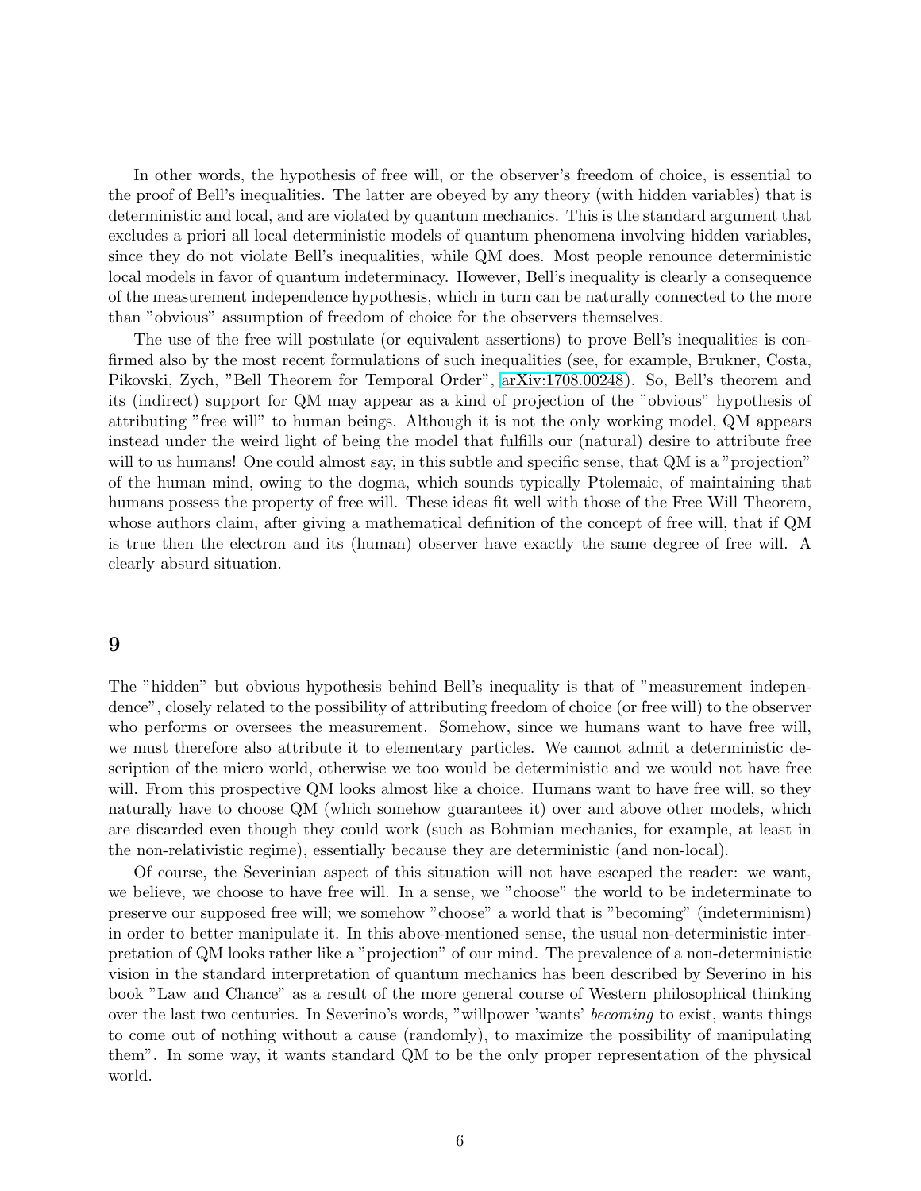In other words, the hypothesis of free will, or the observer's freedom of choice, is essential to the proof of Bell's inequalities. The latter are obeyed by any theory (with hidden variables) that is deterministic and local, and are violated by quantum mechanics. This is the standard argument that excludes a priori all local deterministic models of quantum phenomena involving hidden variables, since they do not violate Bell's inequalities, while QM does. Most people renounce deterministic local models in favor of quantum indeterminacy. However, Bell's inequality is clearly a consequence of the measurement independence hypothesis, which in turn can be naturally connected to the more than "obvious" assumption of freedom of choice for the observers themselves.

The use of the free will postulate (or equivalent assertions) to prove Bell's inequalities is confirmed also by the most recent formulations of such inequalities (see, for example, Brukner, Costa, Pikovski, Zych, "Bell Theorem for Temporal Order", arXiv:1708.00248). So, Bell's theorem and its (indirect) support for QM may appear as a kind of projection of the "obvious" hypothesis of attributing "free will" to human beings. Although it is not the only working model, QM appears instead under the weird light of being the model that fulfills our (natural) desire to attribute free will to us humans! One could almost say, in this subtle and specific sense, that QM is a "projection" of the human mind, owing to the dogma, which sounds typically Ptolemaic, of maintaining that humans possess the property of free will. These ideas fit well with those of the Free Will Theorem, whose authors claim, after giving a mathematical definition of the concept of free will, that if QM is true then the electron and its (human) observer have exactly the same degree of free will. A clearly absurd situation.

## 9

The "hidden" but obvious hypothesis behind Bell's inequality is that of "measurement independence", closely related to the possibility of attributing freedom of choice (or free will) to the observer who performs or oversees the measurement. Somehow, since we humans want to have free will, we must therefore also attribute it to elementary particles. We cannot admit a deterministic description of the micro world, otherwise we too would be deterministic and we would not have free will. From this prospective QM looks almost like a choice. Humans want to have free will, so they naturally have to choose QM (which somehow guarantees it) over and above other models, which are discarded even though they could work (such as Bohmian mechanics, for example, at least in the non-relativistic regime), essentially because they are deterministic (and non-local).

Of course, the Severinian aspect of this situation will not have escaped the reader: we want, we believe, we choose to have free will. In a sense, we "choose" the world to be indeterminate to preserve our supposed free will; we somehow "choose" a world that is "becoming" (indeterminism) in order to better manipulate it. In this above-mentioned sense, the usual non-deterministic interpretation of QM looks rather like a "projection" of our mind. The prevalence of a non-deterministic vision in the standard interpretation of quantum mechanics has been described by Severino in his book "Law and Chance" as a result of the more general course of Western philosophical thinking over the last two centuries. In Severino's words, "willpower 'wants' *becoming* to exist, wants things to come out of nothing without a cause (randomly), to maximize the possibility of manipulating them". In some way, it wants standard QM to be the only proper representation of the physical world.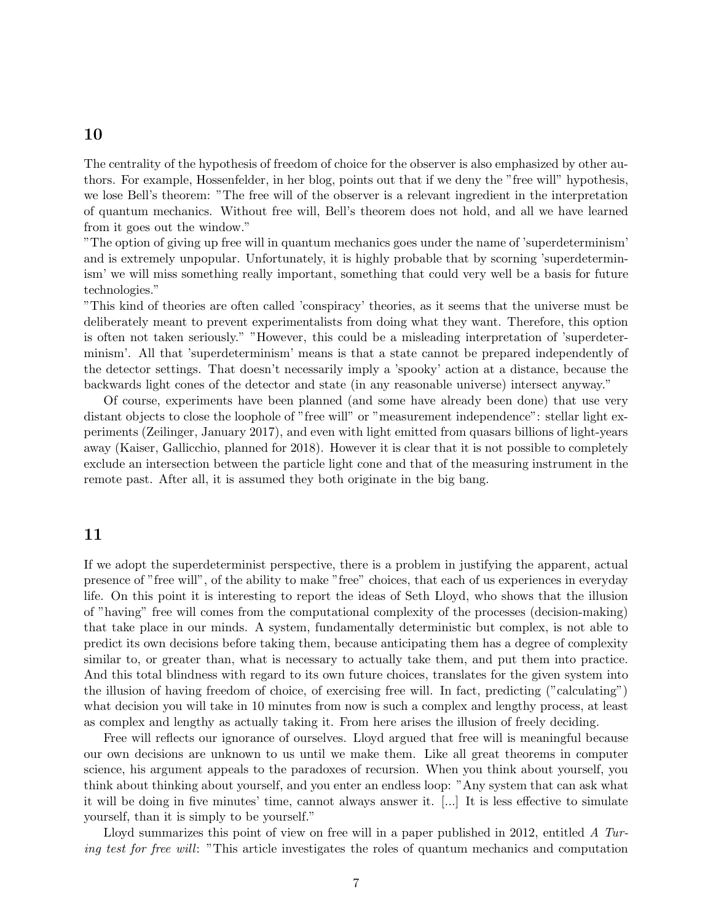## 10

The centrality of the hypothesis of freedom of choice for the observer is also emphasized by other authors. For example, Hossenfelder, in her blog, points out that if we deny the "free will" hypothesis, we lose Bell's theorem: "The free will of the observer is a relevant ingredient in the interpretation of quantum mechanics. Without free will, Bell's theorem does not hold, and all we have learned from it goes out the window."

"The option of giving up free will in quantum mechanics goes under the name of 'superdeterminism' and is extremely unpopular. Unfortunately, it is highly probable that by scorning 'superdeterminism' we will miss something really important, something that could very well be a basis for future technologies."

"This kind of theories are often called 'conspiracy' theories, as it seems that the universe must be deliberately meant to prevent experimentalists from doing what they want. Therefore, this option is often not taken seriously." "However, this could be a misleading interpretation of 'superdeterminism'. All that 'superdeterminism' means is that a state cannot be prepared independently of the detector settings. That doesn't necessarily imply a 'spooky' action at a distance, because the backwards light cones of the detector and state (in any reasonable universe) intersect anyway."

Of course, experiments have been planned (and some have already been done) that use very distant objects to close the loophole of "free will" or "measurement independence": stellar light experiments (Zeilinger, January 2017), and even with light emitted from quasars billions of light-years away (Kaiser, Gallicchio, planned for 2018). However it is clear that it is not possible to completely exclude an intersection between the particle light cone and that of the measuring instrument in the remote past. After all, it is assumed they both originate in the big bang.

## 11

If we adopt the superdeterminist perspective, there is a problem in justifying the apparent, actual presence of "free will", of the ability to make "free" choices, that each of us experiences in everyday life. On this point it is interesting to report the ideas of Seth Lloyd, who shows that the illusion of "having" free will comes from the computational complexity of the processes (decision-making) that take place in our minds. A system, fundamentally deterministic but complex, is not able to predict its own decisions before taking them, because anticipating them has a degree of complexity similar to, or greater than, what is necessary to actually take them, and put them into practice. And this total blindness with regard to its own future choices, translates for the given system into the illusion of having freedom of choice, of exercising free will. In fact, predicting ("calculating") what decision you will take in 10 minutes from now is such a complex and lengthy process, at least as complex and lengthy as actually taking it. From here arises the illusion of freely deciding.

Free will reflects our ignorance of ourselves. Lloyd argued that free will is meaningful because our own decisions are unknown to us until we make them. Like all great theorems in computer science, his argument appeals to the paradoxes of recursion. When you think about yourself, you think about thinking about yourself, and you enter an endless loop: "Any system that can ask what it will be doing in five minutes' time, cannot always answer it. [...] It is less effective to simulate yourself, than it is simply to be yourself."

Lloyd summarizes this point of view on free will in a paper published in 2012, entitled *A Turing test for free will*: "This article investigates the roles of quantum mechanics and computation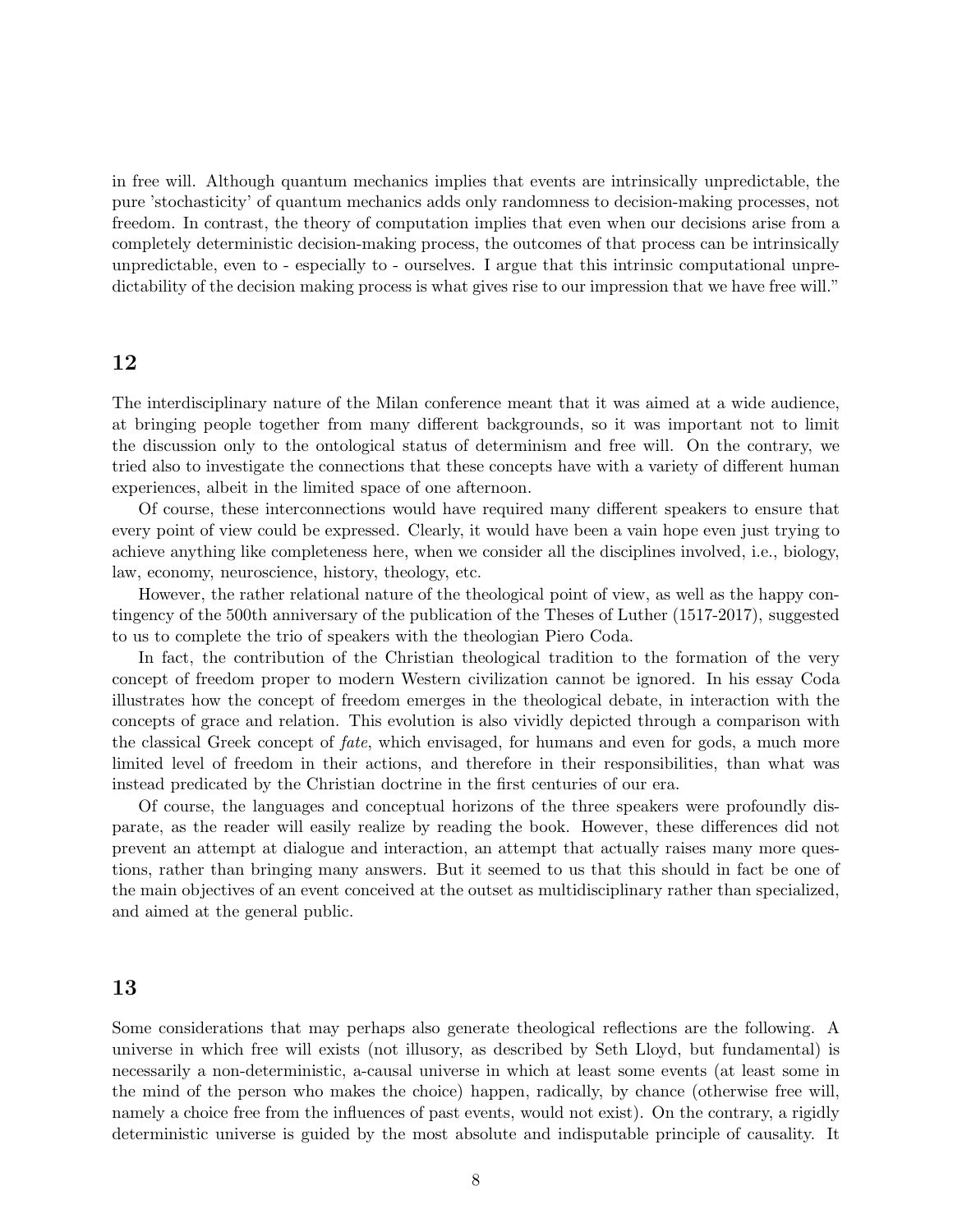in free will. Although quantum mechanics implies that events are intrinsically unpredictable, the pure 'stochasticity' of quantum mechanics adds only randomness to decision-making processes, not freedom. In contrast, the theory of computation implies that even when our decisions arise from a completely deterministic decision-making process, the outcomes of that process can be intrinsically unpredictable, even to - especially to - ourselves. I argue that this intrinsic computational unpredictability of the decision making process is what gives rise to our impression that we have free will."

## 12

The interdisciplinary nature of the Milan conference meant that it was aimed at a wide audience, at bringing people together from many different backgrounds, so it was important not to limit the discussion only to the ontological status of determinism and free will. On the contrary, we tried also to investigate the connections that these concepts have with a variety of different human experiences, albeit in the limited space of one afternoon.

Of course, these interconnections would have required many different speakers to ensure that every point of view could be expressed. Clearly, it would have been a vain hope even just trying to achieve anything like completeness here, when we consider all the disciplines involved, i.e., biology, law, economy, neuroscience, history, theology, etc.

However, the rather relational nature of the theological point of view, as well as the happy contingency of the 500th anniversary of the publication of the Theses of Luther (1517-2017), suggested to us to complete the trio of speakers with the theologian Piero Coda.

In fact, the contribution of the Christian theological tradition to the formation of the very concept of freedom proper to modern Western civilization cannot be ignored. In his essay Coda illustrates how the concept of freedom emerges in the theological debate, in interaction with the concepts of grace and relation. This evolution is also vividly depicted through a comparison with the classical Greek concept of *fate*, which envisaged, for humans and even for gods, a much more limited level of freedom in their actions, and therefore in their responsibilities, than what was instead predicated by the Christian doctrine in the first centuries of our era.

Of course, the languages and conceptual horizons of the three speakers were profoundly disparate, as the reader will easily realize by reading the book. However, these differences did not prevent an attempt at dialogue and interaction, an attempt that actually raises many more questions, rather than bringing many answers. But it seemed to us that this should in fact be one of the main objectives of an event conceived at the outset as multidisciplinary rather than specialized, and aimed at the general public.

## 13

Some considerations that may perhaps also generate theological reflections are the following. A universe in which free will exists (not illusory, as described by Seth Lloyd, but fundamental) is necessarily a non-deterministic, a-causal universe in which at least some events (at least some in the mind of the person who makes the choice) happen, radically, by chance (otherwise free will, namely a choice free from the influences of past events, would not exist). On the contrary, a rigidly deterministic universe is guided by the most absolute and indisputable principle of causality. It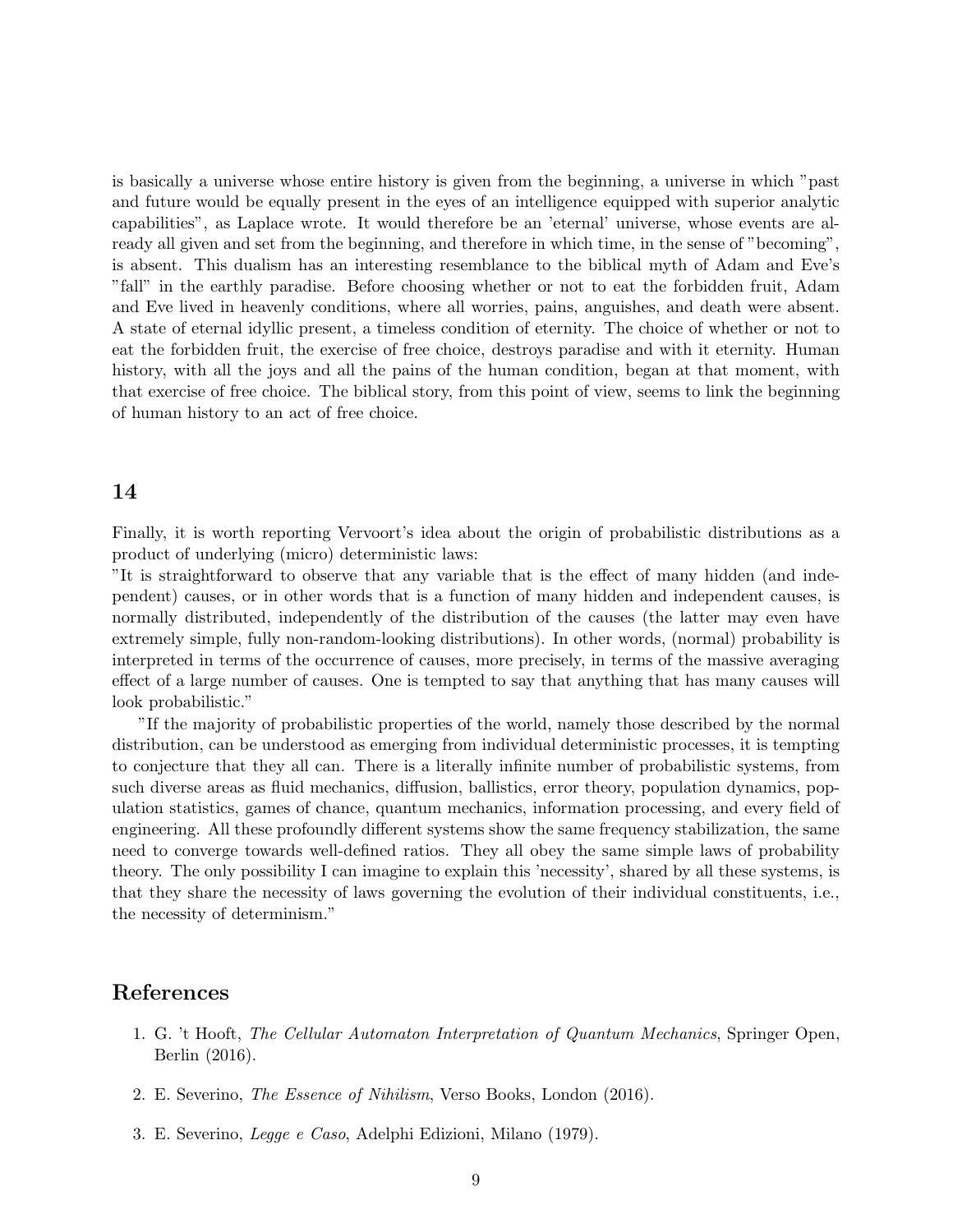is basically a universe whose entire history is given from the beginning, a universe in which "past and future would be equally present in the eyes of an intelligence equipped with superior analytic capabilities", as Laplace wrote. It would therefore be an 'eternal' universe, whose events are already all given and set from the beginning, and therefore in which time, in the sense of "becoming", is absent. This dualism has an interesting resemblance to the biblical myth of Adam and Eve's "fall" in the earthly paradise. Before choosing whether or not to eat the forbidden fruit, Adam and Eve lived in heavenly conditions, where all worries, pains, anguishes, and death were absent. A state of eternal idyllic present, a timeless condition of eternity. The choice of whether or not to eat the forbidden fruit, the exercise of free choice, destroys paradise and with it eternity. Human history, with all the joys and all the pains of the human condition, began at that moment, with that exercise of free choice. The biblical story, from this point of view, seems to link the beginning of human history to an act of free choice.

## 14

Finally, it is worth reporting Vervoort's idea about the origin of probabilistic distributions as a product of underlying (micro) deterministic laws:

"It is straightforward to observe that any variable that is the effect of many hidden (and independent) causes, or in other words that is a function of many hidden and independent causes, is normally distributed, independently of the distribution of the causes (the latter may even have extremely simple, fully non-random-looking distributions). In other words, (normal) probability is interpreted in terms of the occurrence of causes, more precisely, in terms of the massive averaging effect of a large number of causes. One is tempted to say that anything that has many causes will look probabilistic."

"If the majority of probabilistic properties of the world, namely those described by the normal distribution, can be understood as emerging from individual deterministic processes, it is tempting to conjecture that they all can. There is a literally infinite number of probabilistic systems, from such diverse areas as fluid mechanics, diffusion, ballistics, error theory, population dynamics, population statistics, games of chance, quantum mechanics, information processing, and every field of engineering. All these profoundly different systems show the same frequency stabilization, the same need to converge towards well-defined ratios. They all obey the same simple laws of probability theory. The only possibility I can imagine to explain this 'necessity', shared by all these systems, is that they share the necessity of laws governing the evolution of their individual constituents, i.e., the necessity of determinism."

## References

1. G. 't Hooft, *The Cellular Automaton Interpretation of Quantum Mechanics*, Springer Open, Berlin (2016).

2. E. Severino, *The Essence of Nihilism*, Verso Books, London (2016).

3. E. Severino, *Legge e Caso*, Adelphi Edizioni, Milano (1979).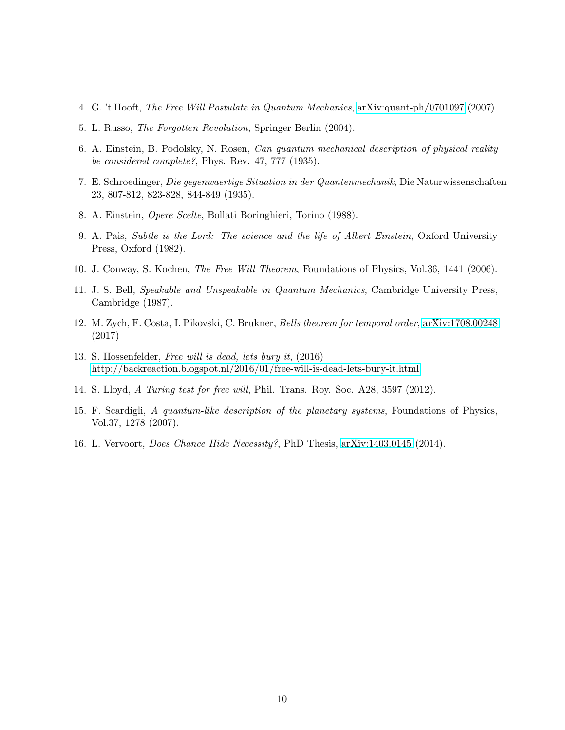4. G. 't Hooft, *The Free Will Postulate in Quantum Mechanics*, arXiv:quant-ph/0701097 (2007).

5. L. Russo, *The Forgotten Revolution*, Springer Berlin (2004).

6. A. Einstein, B. Podolsky, N. Rosen, *Can quantum mechanical description of physical reality be considered complete?*, Phys. Rev. 47, 777 (1935).

7. E. Schroedinger, *Die gegenwaertige Situation in der Quantenmechanik*, Die Naturwissenschaften 23, 807-812, 823-828, 844-849 (1935).

8. A. Einstein, *Opere Scelte*, Bollati Boringhieri, Torino (1988).

9. A. Pais, *Subtle is the Lord: The science and the life of Albert Einstein*, Oxford University Press, Oxford (1982).

10. J. Conway, S. Kochen, *The Free Will Theorem*, Foundations of Physics, Vol.36, 1441 (2006).

11. J. S. Bell, *Speakable and Unspeakable in Quantum Mechanics*, Cambridge University Press, Cambridge (1987).

12. M. Zych, F. Costa, I. Pikovski, C. Brukner, *Bells theorem for temporal order*, arXiv:1708.00248 (2017)

13. S. Hossenfelder, *Free will is dead, lets bury it*, (2016) http://backreaction.blogspot.nl/2016/01/free-will-is-dead-lets-bury-it.html

14. S. Lloyd, *A Turing test for free will*, Phil. Trans. Roy. Soc. A28, 3597 (2012).

15. F. Scardigli, *A quantum-like description of the planetary systems*, Foundations of Physics, Vol.37, 1278 (2007).

16. L. Vervoort, *Does Chance Hide Necessity?*, PhD Thesis, arXiv:1403.0145 (2014).